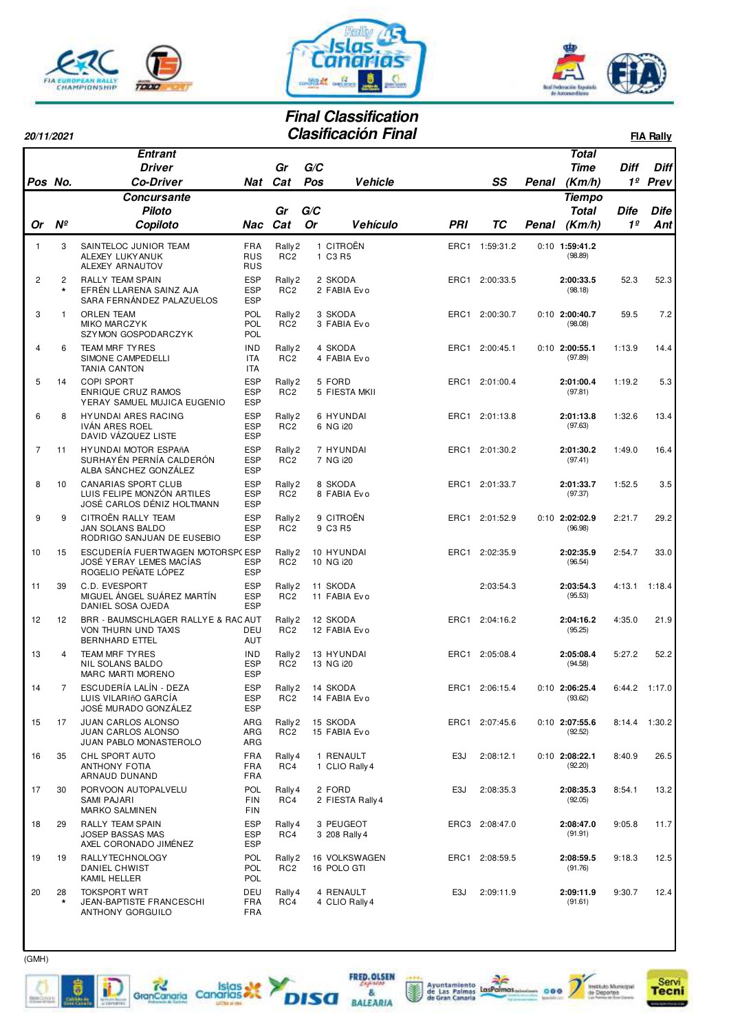20/11/2021

# Final Classification
# Clasificación Final

**FIA Rally**

| Pos<br>Or | No.<br>Nº | Entrant / Driver / Co-Driver<br>Concursante / Piloto / Copiloto | Nat<br>Nac | Gr Cat | G/C Pos<br>G/C Or | Vehicle<br>Vehículo | PRI | SS<br>TC | Penal | Total Time (Km/h)<br>Tiempo Total (Km/h) | Diff 1º<br>Dife 1º | Diff Prev<br>Dife Ant |
|---|---|---|---|---|---|---|---|---|---|---|---|---|
| 1 | 3 | SAINTELOC JUNIOR TEAM<br>ALEXEY LUKYANUK<br>ALEXEY ARNAUTOV | FRA<br>RUS<br>RUS | Rally2<br>RC2 | 1<br>1 | CITROËN<br>C3 R5 | ERC1 | 1:59:31.2 | 0:10 | **1:59:41.2**<br>(98.89) | | |
| 2 | 2<br>* | RALLY TEAM SPAIN<br>EFRÉN LLARENA SAINZ AJA<br>SARA FERNÁNDEZ PALAZUELOS | ESP<br>ESP<br>ESP | Rally2<br>RC2 | 2<br>2 | SKODA<br>FABIA Evo | ERC1 | 2:00:33.5 | | **2:00:33.5**<br>(98.18) | 52.3 | 52.3 |
| 3 | 1 | ORLEN TEAM<br>MIKO MARCZYK<br>SZYMON GOSPODARCZYK | POL<br>POL<br>POL | Rally2<br>RC2 | 3<br>3 | SKODA<br>FABIA Evo | ERC1 | 2:00:30.7 | 0:10 | **2:00:40.7**<br>(98.08) | 59.5 | 7.2 |
| 4 | 6 | TEAM MRF TYRES<br>SIMONE CAMPEDELLI<br>TANIA CANTON | IND<br>ITA<br>ITA | Rally2<br>RC2 | 4<br>4 | SKODA<br>FABIA Evo | ERC1 | 2:00:45.1 | 0:10 | **2:00:55.1**<br>(97.89) | 1:13.9 | 14.4 |
| 5 | 14 | COPI SPORT<br>ENRIQUE CRUZ RAMOS<br>YERAY SAMUEL MUJICA EUGENIO | ESP<br>ESP<br>ESP | Rally2<br>RC2 | 5<br>5 | FORD<br>FIESTA MKII | ERC1 | 2:01:00.4 | | **2:01:00.4**<br>(97.81) | 1:19.2 | 5.3 |
| 6 | 8 | HYUNDAI ARES RACING<br>IVÁN ARES ROEL<br>DAVID VÁZQUEZ LISTE | ESP<br>ESP<br>ESP | Rally2<br>RC2 | 6<br>6 | HYUNDAI<br>NG i20 | ERC1 | 2:01:13.8 | | **2:01:13.8**<br>(97.63) | 1:32.6 | 13.4 |
| 7 | 11 | HYUNDAI MOTOR ESPAñA<br>SURHAYÉN PERNÍA CALDERÓN<br>ALBA SÁNCHEZ GONZÁLEZ | ESP<br>ESP<br>ESP | Rally2<br>RC2 | 7<br>7 | HYUNDAI<br>NG i20 | ERC1 | 2:01:30.2 | | **2:01:30.2**<br>(97.41) | 1:49.0 | 16.4 |
| 8 | 10 | CANARIAS SPORT CLUB<br>LUIS FELIPE MONZÓN ARTILES<br>JOSÉ CARLOS DÉNIZ HOLTMANN | ESP<br>ESP<br>ESP | Rally2<br>RC2 | 8<br>8 | SKODA<br>FABIA Evo | ERC1 | 2:01:33.7 | | **2:01:33.7**<br>(97.37) | 1:52.5 | 3.5 |
| 9 | 9 | CITROËN RALLY TEAM<br>JAN SOLANS BALDO<br>RODRIGO SANJUAN DE EUSEBIO | ESP<br>ESP<br>ESP | Rally2<br>RC2 | 9<br>9 | CITROËN<br>C3 R5 | ERC1 | 2:01:52.9 | 0:10 | **2:02:02.9**<br>(96.98) | 2:21.7 | 29.2 |
| 10 | 15 | ESCUDERÍA FUERTWAGEN MOTORSPO<br>JOSÉ YERAY LEMES MACÍAS<br>ROGELIO PEÑATE LÓPEZ | ESP<br>ESP<br>ESP | Rally2<br>RC2 | 10<br>10 | HYUNDAI<br>NG i20 | ERC1 | 2:02:35.9 | | **2:02:35.9**<br>(96.54) | 2:54.7 | 33.0 |
| 11 | 39 | C.D. EVESPORT<br>MIGUEL ÁNGEL SUÁREZ MARTÍN<br>DANIEL SOSA OJEDA | ESP<br>ESP<br>ESP | Rally2<br>RC2 | 11<br>11 | SKODA<br>FABIA Evo | | 2:03:54.3 | | **2:03:54.3**<br>(95.53) | 4:13.1 | 1:18.4 |
| 12 | 12 | BRR - BAUMSCHLAGER RALLYE & RAC<br>VON THURN UND TAXIS<br>BERNHARD ETTEL | AUT<br>DEU<br>AUT | Rally2<br>RC2 | 12<br>12 | SKODA<br>FABIA Evo | ERC1 | 2:04:16.2 | | **2:04:16.2**<br>(95.25) | 4:35.0 | 21.9 |
| 13 | 4 | TEAM MRF TYRES<br>NIL SOLANS BALDO<br>MARC MARTI MORENO | IND<br>ESP<br>ESP | Rally2<br>RC2 | 13<br>13 | HYUNDAI<br>NG i20 | ERC1 | 2:05:08.4 | | **2:05:08.4**<br>(94.58) | 5:27.2 | 52.2 |
| 14 | 7 | ESCUDERÍA LALÍN - DEZA<br>LUIS VILARIñO GARCÍA<br>JOSÉ MURADO GONZÁLEZ | ESP<br>ESP<br>ESP | Rally2<br>RC2 | 14<br>14 | SKODA<br>FABIA Evo | ERC1 | 2:06:15.4 | 0:10 | **2:06:25.4**<br>(93.62) | 6:44.2 | 1:17.0 |
| 15 | 17 | JUAN CARLOS ALONSO<br>JUAN CARLOS ALONSO<br>JUAN PABLO MONASTEROLO | ARG<br>ARG<br>ARG | Rally2<br>RC2 | 15<br>15 | SKODA<br>FABIA Evo | ERC1 | 2:07:45.6 | 0:10 | **2:07:55.6**<br>(92.52) | 8:14.4 | 1:30.2 |
| 16 | 35 | CHL SPORT AUTO<br>ANTHONY FOTIA<br>ARNAUD DUNAND | FRA<br>FRA<br>FRA | Rally4<br>RC4 | 1<br>1 | RENAULT<br>CLIO Rally4 | E3J | 2:08:12.1 | 0:10 | **2:08:22.1**<br>(92.20) | 8:40.9 | 26.5 |
| 17 | 30 | PORVOON AUTOPALVELU<br>SAMI PAJARI<br>MARKO SALMINEN | POL<br>FIN<br>FIN | Rally4<br>RC4 | 2<br>2 | FORD<br>FIESTA Rally4 | E3J | 2:08:35.3 | | **2:08:35.3**<br>(92.05) | 8:54.1 | 13.2 |
| 18 | 29 | RALLY TEAM SPAIN<br>JOSEP BASSAS MAS<br>AXEL CORONADO JIMÉNEZ | ESP<br>ESP<br>ESP | Rally4<br>RC4 | 3<br>3 | PEUGEOT<br>208 Rally4 | ERC3 | 2:08:47.0 | | **2:08:47.0**<br>(91.91) | 9:05.8 | 11.7 |
| 19 | 19 | RALLYTECHNOLOGY<br>DANIEL CHWIST<br>KAMIL HELLER | POL<br>POL<br>POL | Rally2<br>RC2 | 16<br>16 | VOLKSWAGEN<br>POLO GTI | ERC1 | 2:08:59.5 | | **2:08:59.5**<br>(91.76) | 9:18.3 | 12.5 |
| 20 | 28<br>* | TOKSPORT WRT<br>JEAN-BAPTISTE FRANCESCHI<br>ANTHONY GORGUILO | DEU<br>FRA<br>FRA | Rally4<br>RC4 | 4<br>4 | RENAULT<br>CLIO Rally4 | E3J | 2:09:11.9 | | **2:09:11.9**<br>(91.61) | 9:30.7 | 12.4 |

(GMH)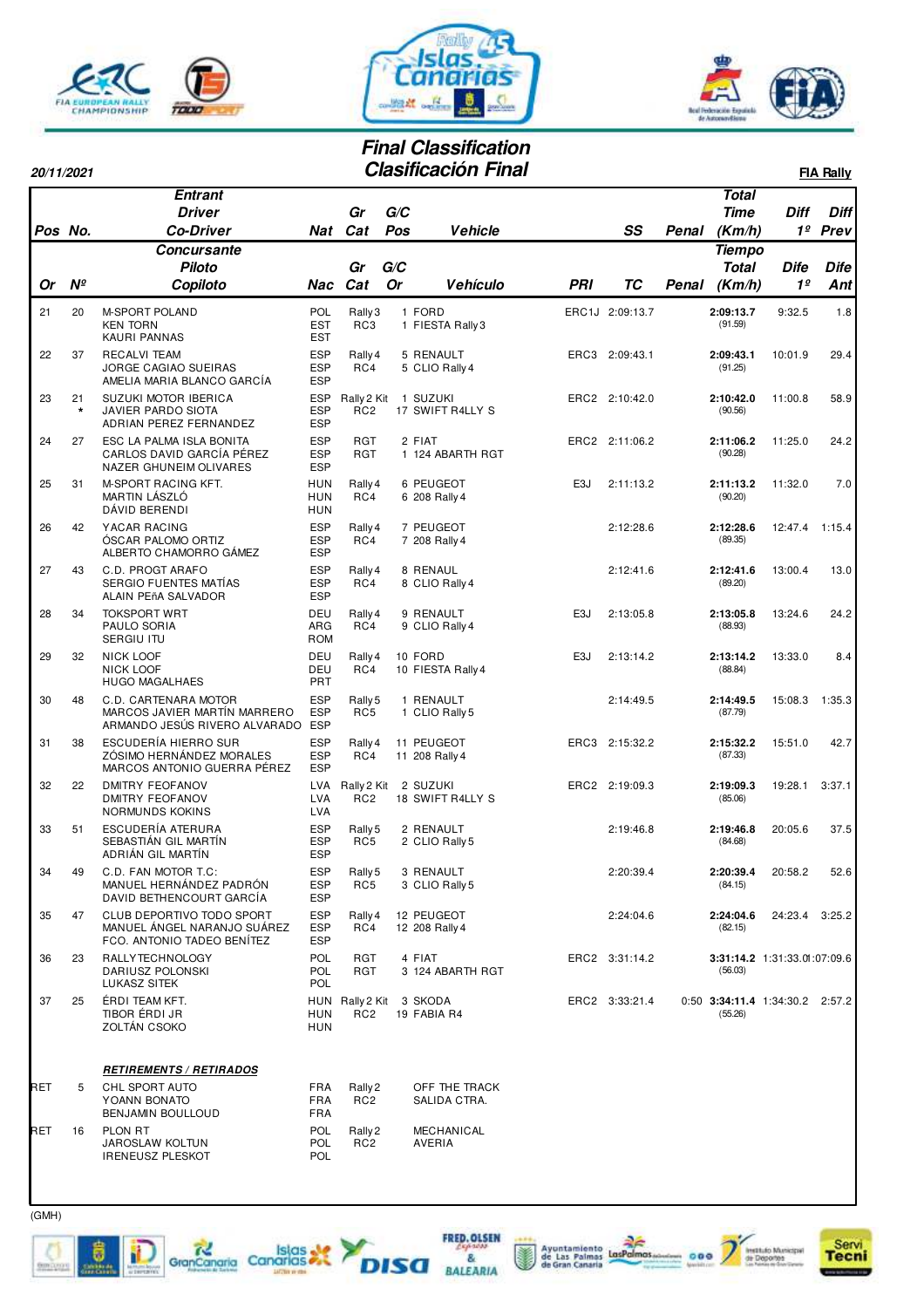# Final Classification
# Clasificación Final

20/11/2021

**FIA Rally**

| Pos / Or | No. / Nº | Entrant / Driver / Co-Driver (Concursante / Piloto / Copiloto) | Nat / Nac | Gr / Cat | G/C Pos / Or | Vehicle / Vehículo | SS / PRI | TC | Penal | Total Time (Km/h) / Tiempo Total (Km/h) | Diff 1º / Dife 1º | Diff Prev / Dife Ant |
|---|---|---|---|---|---|---|---|---|---|---|---|---|
| 21 | 20 | M-SPORT POLAND<br>KEN TORN<br>KAURI PANNAS | POL<br>EST<br>EST | Rally3<br>RC3 | 1<br>1 | FORD<br>FIESTA Rally3 | ERC1J | 2:09:13.7 | | **2:09:13.7**<br>(91.59) | 9:32.5 | 1.8 |
| 22 | 37 | RECALVI TEAM<br>JORGE CAGIAO SUEIRAS<br>AMELIA MARIA BLANCO GARCÍA | ESP<br>ESP<br>ESP | Rally4<br>RC4 | 5<br>5 | RENAULT<br>CLIO Rally4 | ERC3 | 2:09:43.1 | | **2:09:43.1**<br>(91.25) | 10:01.9 | 29.4 |
| 23 | 21<br>* | SUZUKI MOTOR IBERICA<br>JAVIER PARDO SIOTA<br>ADRIAN PEREZ FERNANDEZ | ESP<br>ESP<br>ESP | Rally2 Kit<br>RC2 | 1<br>17 | SUZUKI<br>SWIFT R4LLY S | ERC2 | 2:10:42.0 | | **2:10:42.0**<br>(90.56) | 11:00.8 | 58.9 |
| 24 | 27 | ESC LA PALMA ISLA BONITA<br>CARLOS DAVID GARCÍA PÉREZ<br>NAZER GHUNEIM OLIVARES | ESP<br>ESP<br>ESP | RGT<br>RGT | 2<br>1 | FIAT<br>124 ABARTH RGT | ERC2 | 2:11:06.2 | | **2:11:06.2**<br>(90.28) | 11:25.0 | 24.2 |
| 25 | 31 | M-SPORT RACING KFT.<br>MARTIN LÁSZLÓ<br>DÁVID BERENDI | HUN<br>HUN<br>HUN | Rally4<br>RC4 | 6<br>6 | PEUGEOT<br>208 Rally4 | E3J | 2:11:13.2 | | **2:11:13.2**<br>(90.20) | 11:32.0 | 7.0 |
| 26 | 42 | YACAR RACING<br>ÓSCAR PALOMO ORTIZ<br>ALBERTO CHAMORRO GÁMEZ | ESP<br>ESP<br>ESP | Rally4<br>RC4 | 7<br>7 | PEUGEOT<br>208 Rally4 | | 2:12:28.6 | | **2:12:28.6**<br>(89.35) | 12:47.4 | 1:15.4 |
| 27 | 43 | C.D. PROGT ARAFO<br>SERGIO FUENTES MATÍAS<br>ALAIN PEñA SALVADOR | ESP<br>ESP<br>ESP | Rally4<br>RC4 | 8<br>8 | RENAULT<br>CLIO Rally4 | | 2:12:41.6 | | **2:12:41.6**<br>(89.20) | 13:00.4 | 13.0 |
| 28 | 34 | TOKSPORT WRT<br>PAULO SORIA<br>SERGIU ITU | DEU<br>ARG<br>ROM | Rally4<br>RC4 | 9<br>9 | RENAULT<br>CLIO Rally4 | E3J | 2:13:05.8 | | **2:13:05.8**<br>(88.93) | 13:24.6 | 24.2 |
| 29 | 32 | NICK LOOF<br>NICK LOOF<br>HUGO MAGALHAES | DEU<br>DEU<br>PRT | Rally4<br>RC4 | 10<br>10 | FORD<br>FIESTA Rally4 | E3J | 2:13:14.2 | | **2:13:14.2**<br>(88.84) | 13:33.0 | 8.4 |
| 30 | 48 | C.D. CARTENARA MOTOR<br>MARCOS JAVIER MARTÍN MARRERO<br>ARMANDO JESÚS RIVERO ALVARADO | ESP<br>ESP<br>ESP | Rally5<br>RC5 | 1<br>1 | RENAULT<br>CLIO Rally5 | | 2:14:49.5 | | **2:14:49.5**<br>(87.79) | 15:08.3 | 1:35.3 |
| 31 | 38 | ESCUDERÍA HIERRO SUR<br>ZÓSIMO HERNÁNDEZ MORALES<br>MARCOS ANTONIO GUERRA PÉREZ | ESP<br>ESP<br>ESP | Rally4<br>RC4 | 11<br>11 | PEUGEOT<br>208 Rally4 | ERC3 | 2:15:32.2 | | **2:15:32.2**<br>(87.33) | 15:51.0 | 42.7 |
| 32 | 22 | DMITRY FEOFANOV<br>DMITRY FEOFANOV<br>NORMUNDS KOKINS | LVA<br>LVA<br>LVA | Rally2 Kit<br>RC2 | 2<br>18 | SUZUKI<br>SWIFT R4LLY S | ERC2 | 2:19:09.3 | | **2:19:09.3**<br>(85.06) | 19:28.1 | 3:37.1 |
| 33 | 51 | ESCUDERÍA ATERURA<br>SEBASTIÁN GIL MARTÍN<br>ADRIÁN GIL MARTÍN | ESP<br>ESP<br>ESP | Rally5<br>RC5 | 2<br>2 | RENAULT<br>CLIO Rally5 | | 2:19:46.8 | | **2:19:46.8**<br>(84.68) | 20:05.6 | 37.5 |
| 34 | 49 | C.D. FAN MOTOR T.C:<br>MANUEL HERNÁNDEZ PADRÓN<br>DAVID BETHENCOURT GARCÍA | ESP<br>ESP<br>ESP | Rally5<br>RC5 | 3<br>3 | RENAULT<br>CLIO Rally5 | | 2:20:39.4 | | **2:20:39.4**<br>(84.15) | 20:58.2 | 52.6 |
| 35 | 47 | CLUB DEPORTIVO TODO SPORT<br>MANUEL ÁNGEL NARANJO SUÁREZ<br>FCO. ANTONIO TADEO BENÍTEZ | ESP<br>ESP<br>ESP | Rally4<br>RC4 | 12<br>12 | PEUGEOT<br>208 Rally4 | | 2:24:04.6 | | **2:24:04.6**<br>(82.15) | 24:23.4 | 3:25.2 |
| 36 | 23 | RALLYTECHNOLOGY<br>DARIUSZ POLONSKI<br>LUKASZ SITEK | POL<br>POL<br>POL | RGT<br>RGT | 4<br>3 | FIAT<br>124 ABARTH RGT | ERC2 | 3:31:14.2 | | **3:31:14.2**<br>(56.03) | 1:31:33.0 | 1:07:09.6 |
| 37 | 25 | ÉRDI TEAM KFT.<br>TIBOR ÉRDI JR<br>ZOLTÁN CSOKO | HUN<br>HUN<br>HUN | Rally2 Kit<br>RC2 | 3<br>19 | SKODA<br>FABIA R4 | ERC2 | 3:33:21.4 | 0:50 | **3:34:11.4**<br>(55.26) | 1:34:30.2 | 2:57.2 |

***RETIREMENTS / RETIRADOS***

| Pos | No. | Entrant / Driver / Co-Driver | Nat | Gr / Cat | Reason |
|---|---|---|---|---|---|
| RET | 5 | CHL SPORT AUTO<br>YOANN BONATO<br>BENJAMIN BOULLOUD | FRA<br>FRA<br>FRA | Rally2<br>RC2 | OFF THE TRACK<br>SALIDA CTRA. |
| RET | 16 | PLON RT<br>JAROSLAW KOLTUN<br>IRENEUSZ PLESKOT | POL<br>POL<br>POL | Rally2<br>RC2 | MECHANICAL<br>AVERIA |

(GMH)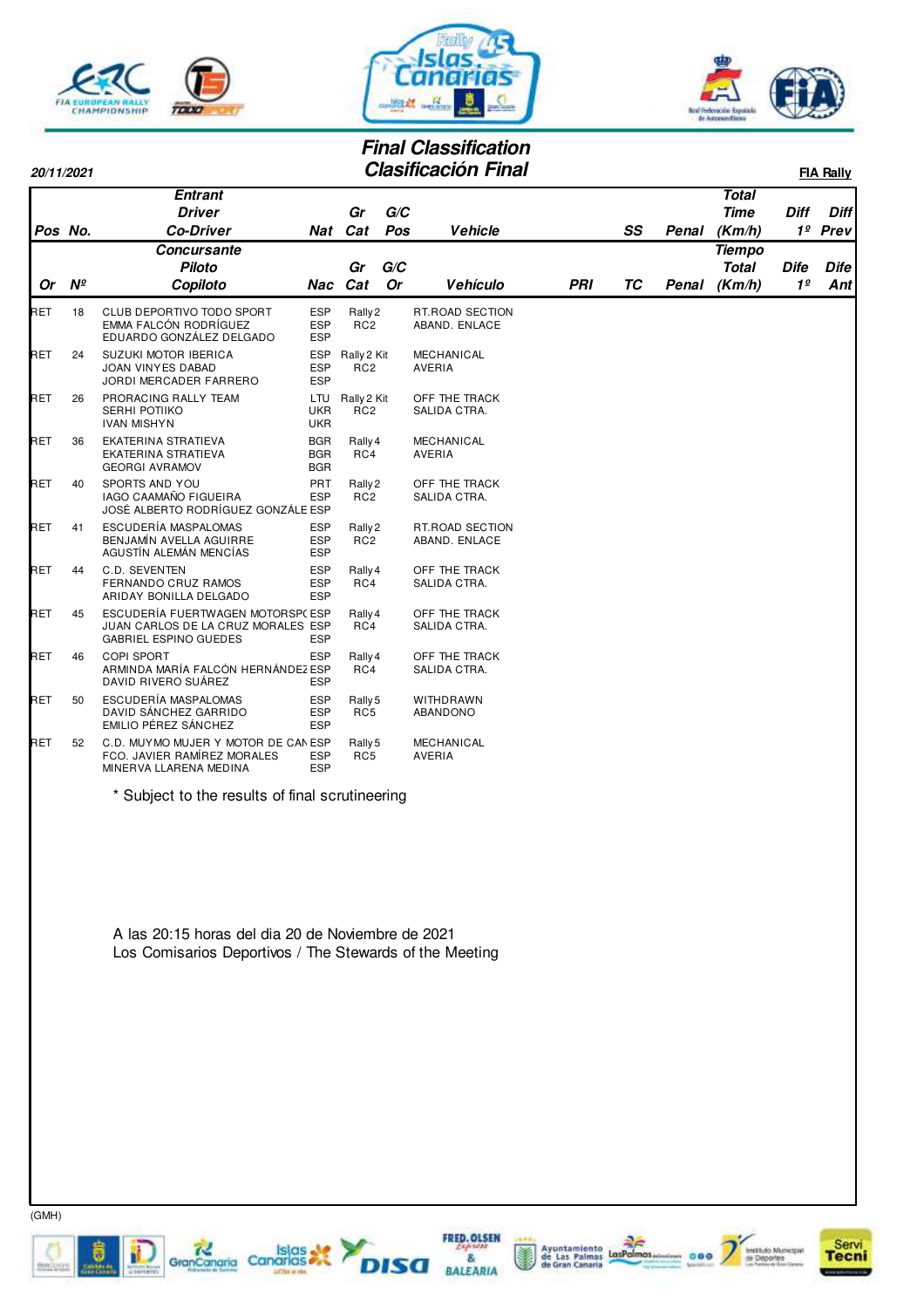# Final Classification
# Clasificación Final

20/11/2021

FIA Rally

| Pos / Or | No. / Nº | Entrant / Driver / Co-Driver — Concursante / Piloto / Copiloto | Nat / Nac | Gr / Cat | G/C Pos / G/C Or | Vehicle / Vehículo | PRI | SS / TC | Penal | Total Time (Km/h) / Tiempo Total (Km/h) | Diff 1º / Dife 1º | Diff Prev / Dife Ant |
|---|---|---|---|---|---|---|---|---|---|---|---|---|
| RET | 18 | CLUB DEPORTIVO TODO SPORT<br>EMMA FALCÓN RODRÍGUEZ<br>EDUARDO GONZÁLEZ DELGADO | ESP<br>ESP<br>ESP | Rally2<br>RC2 | | RT.ROAD SECTION<br>ABAND. ENLACE | | | | | | |
| RET | 24 | SUZUKI MOTOR IBERICA<br>JOAN VINYES DABAD<br>JORDI MERCADER FARRERO | ESP<br>ESP<br>ESP | Rally2 Kit<br>RC2 | | MECHANICAL<br>AVERIA | | | | | | |
| RET | 26 | PRORACING RALLY TEAM<br>SERHI POTIIKO<br>IVAN MISHYN | LTU<br>UKR<br>UKR | Rally2 Kit<br>RC2 | | OFF THE TRACK<br>SALIDA CTRA. | | | | | | |
| RET | 36 | EKATERINA STRATIEVA<br>EKATERINA STRATIEVA<br>GEORGI AVRAMOV | BGR<br>BGR<br>BGR | Rally4<br>RC4 | | MECHANICAL<br>AVERIA | | | | | | |
| RET | 40 | SPORTS AND YOU<br>IAGO CAAMAÑO FIGUEIRA<br>JOSÉ ALBERTO RODRÍGUEZ GONZÁLE | PRT<br>ESP<br>ESP | Rally2<br>RC2 | | OFF THE TRACK<br>SALIDA CTRA. | | | | | | |
| RET | 41 | ESCUDERÍA MASPALOMAS<br>BENJAMÍN AVELLA AGUIRRE<br>AGUSTÍN ALEMÁN MENCÍAS | ESP<br>ESP<br>ESP | Rally2<br>RC2 | | RT.ROAD SECTION<br>ABAND. ENLACE | | | | | | |
| RET | 44 | C.D. SEVENTEN<br>FERNANDO CRUZ RAMOS<br>ARIDAY BONILLA DELGADO | ESP<br>ESP<br>ESP | Rally4<br>RC4 | | OFF THE TRACK<br>SALIDA CTRA. | | | | | | |
| RET | 45 | ESCUDERÍA FUERTWAGEN MOTORSP(<br>JUAN CARLOS DE LA CRUZ MORALES<br>GABRIEL ESPINO GUEDES | ESP<br>ESP<br>ESP | Rally4<br>RC4 | | OFF THE TRACK<br>SALIDA CTRA. | | | | | | |
| RET | 46 | COPI SPORT<br>ARMINDA MARÍA FALCÓN HERNÁNDEZ<br>DAVID RIVERO SUÁREZ | ESP<br>ESP<br>ESP | Rally4<br>RC4 | | OFF THE TRACK<br>SALIDA CTRA. | | | | | | |
| RET | 50 | ESCUDERÍA MASPALOMAS<br>DAVID SÁNCHEZ GARRIDO<br>EMILIO PÉREZ SÁNCHEZ | ESP<br>ESP<br>ESP | Rally5<br>RC5 | | WITHDRAWN<br>ABANDONO | | | | | | |
| RET | 52 | C.D. MUYMO MUJER Y MOTOR DE CAN<br>FCO. JAVIER RAMÍREZ MORALES<br>MINERVA LLARENA MEDINA | ESP<br>ESP<br>ESP | Rally5<br>RC5 | | MECHANICAL<br>AVERIA | | | | | | |

\* Subject to the results of final scrutineering

A las 20:15 horas del dia 20 de Noviembre de 2021
Los Comisarios Deportivos / The Stewards of the Meeting

(GMH)